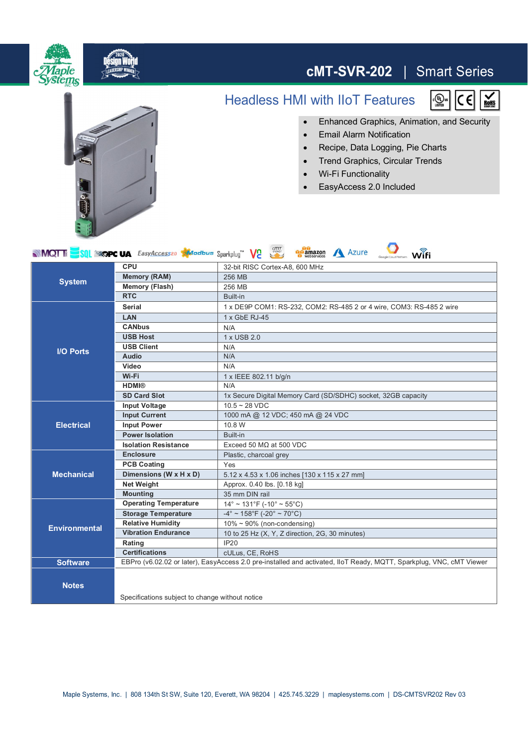# cMT-SVR-202 | Smart Series

## Headless HMI with IIoT Features

- Enhanced Graphics, Animation, and Security
- Email Alarm Notification
- Recipe, Data Logging, Pie Charts
- Trend Graphics, Circular Trends
- Wi-Fi Functionality
- EasyAccess 2.0 Included

| | | |
|---|---|---|
| **System** | **CPU** | 32-bit RISC Cortex-A8, 600 MHz |
| | **Memory (RAM)** | 256 MB |
| | **Memory (Flash)** | 256 MB |
| | **RTC** | Built-in |
| **I/O Ports** | **Serial** | 1 x DE9P COM1: RS-232, COM2: RS-485 2 or 4 wire, COM3: RS-485 2 wire |
| | **LAN** | 1 x GbE RJ-45 |
| | **CANbus** | N/A |
| | **USB Host** | 1 x USB 2.0 |
| | **USB Client** | N/A |
| | **Audio** | N/A |
| | **Video** | N/A |
| | **Wi-Fi** | 1 x IEEE 802.11 b/g/n |
| | **HDMI®** | N/A |
| | **SD Card Slot** | 1x Secure Digital Memory Card (SD/SDHC) socket, 32GB capacity |
| **Electrical** | **Input Voltage** | 10.5 ~ 28 VDC |
| | **Input Current** | 1000 mA @ 12 VDC; 450 mA @ 24 VDC |
| | **Input Power** | 10.8 W |
| | **Power Isolation** | Built-in |
| | **Isolation Resistance** | Exceed 50 MΩ at 500 VDC |
| **Mechanical** | **Enclosure** | Plastic, charcoal grey |
| | **PCB Coating** | Yes |
| | **Dimensions (W x H x D)** | 5.12 x 4.53 x 1.06 inches [130 x 115 x 27 mm] |
| | **Net Weight** | Approx. 0.40 lbs. [0.18 kg] |
| | **Mounting** | 35 mm DIN rail |
| **Environmental** | **Operating Temperature** | 14° ~ 131°F (-10° ~ 55°C) |
| | **Storage Temperature** | -4° ~ 158°F (-20° ~ 70°C) |
| | **Relative Humidity** | 10% ~ 90% (non-condensing) |
| | **Vibration Endurance** | 10 to 25 Hz (X, Y, Z direction, 2G, 30 minutes) |
| | **Rating** | IP20 |
| | **Certifications** | cULus, CE, RoHS |
| **Software** | EBPro (v6.02.02 or later), EasyAccess 2.0 pre-installed and activated, IIoT Ready, MQTT, Sparkplug, VNC, cMT Viewer | |
| **Notes** | Specifications subject to change without notice | |

Maple Systems, Inc. | 808 134th St SW, Suite 120, Everett, WA 98204 | 425.745.3229 | maplesystems.com | DS-CMTSVR202 Rev 03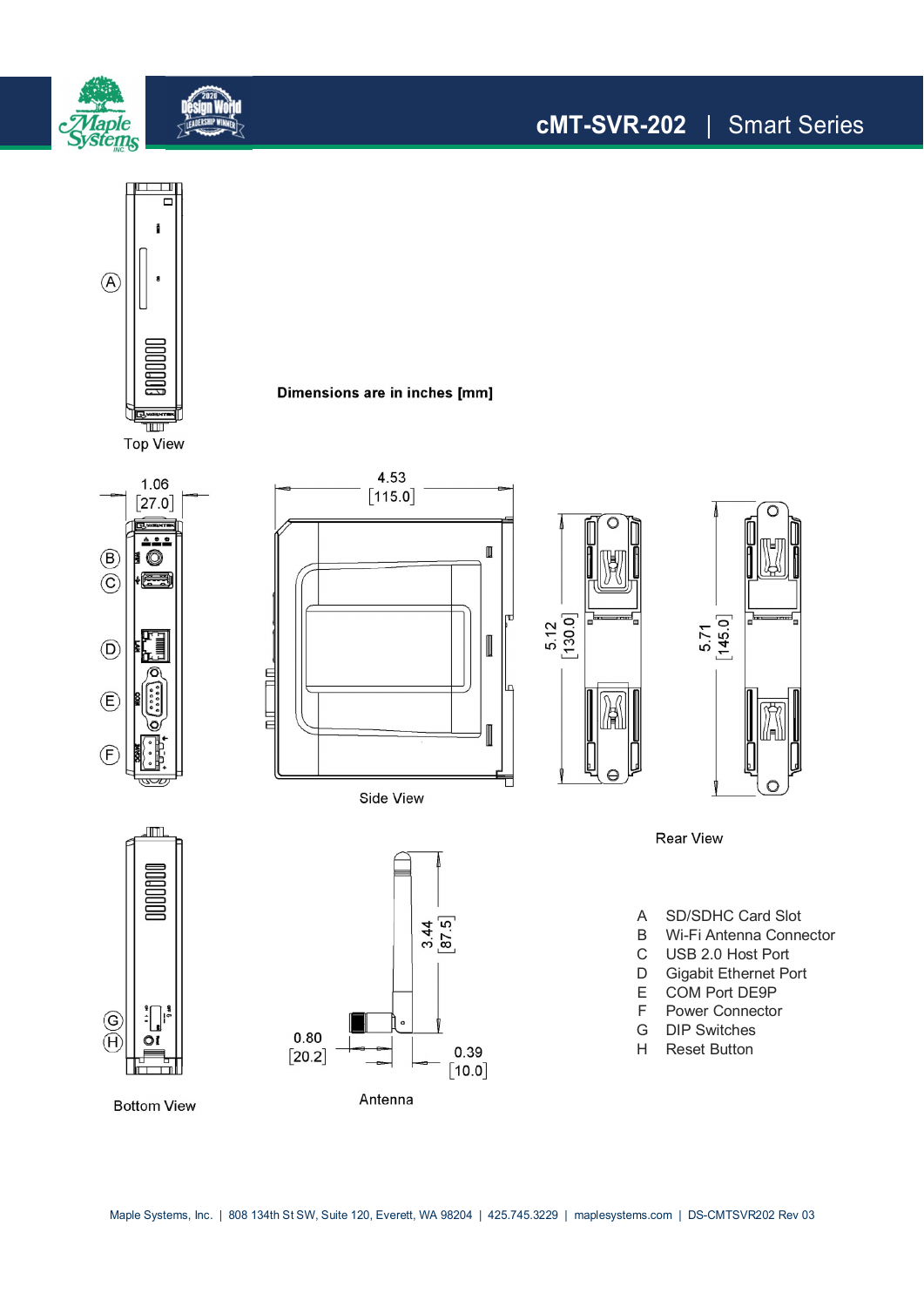Dimensions are in inches [mm]

Top View

1.06
[27.0]

4.53
[115.0]

Side View

5.12
[130.0]

5.71
[145.0]

Rear View

Bottom View

3.44
[87.5]

0.80
[20.2]

0.39
[10.0]

Antenna

| | |
|---|---|
| A | SD/SDHC Card Slot |
| B | Wi-Fi Antenna Connector |
| C | USB 2.0 Host Port |
| D | Gigabit Ethernet Port |
| E | COM Port DE9P |
| F | Power Connector |
| G | DIP Switches |
| H | Reset Button |